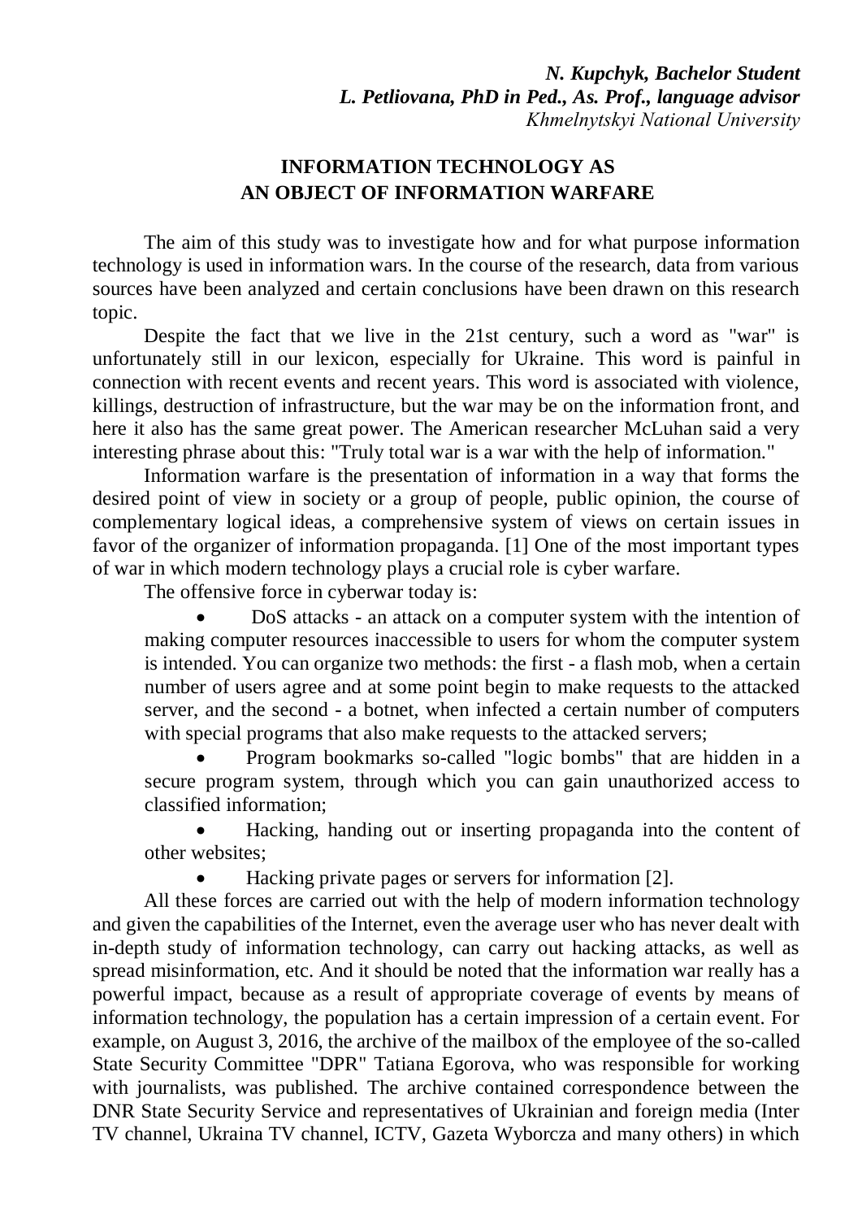***N. Kupchyk, Bachelor Student***
***L. Petliovana, PhD in Ped., As. Prof., language advisor***
*Khmelnytskyi National University*

# INFORMATION TECHNOLOGY AS AN OBJECT OF INFORMATION WARFARE

The aim of this study was to investigate how and for what purpose information technology is used in information wars. In the course of the research, data from various sources have been analyzed and certain conclusions have been drawn on this research topic.

Despite the fact that we live in the 21st century, such a word as "war" is unfortunately still in our lexicon, especially for Ukraine. This word is painful in connection with recent events and recent years. This word is associated with violence, killings, destruction of infrastructure, but the war may be on the information front, and here it also has the same great power. The American researcher McLuhan said a very interesting phrase about this: "Truly total war is a war with the help of information."

Information warfare is the presentation of information in a way that forms the desired point of view in society or a group of people, public opinion, the course of complementary logical ideas, a comprehensive system of views on certain issues in favor of the organizer of information propaganda. [1] One of the most important types of war in which modern technology plays a crucial role is cyber warfare.

The offensive force in cyberwar today is:

- DoS attacks - an attack on a computer system with the intention of making computer resources inaccessible to users for whom the computer system is intended. You can organize two methods: the first - a flash mob, when a certain number of users agree and at some point begin to make requests to the attacked server, and the second - a botnet, when infected a certain number of computers with special programs that also make requests to the attacked servers;
- Program bookmarks so-called "logic bombs" that are hidden in a secure program system, through which you can gain unauthorized access to classified information;
- Hacking, handing out or inserting propaganda into the content of other websites;
- Hacking private pages or servers for information [2].

All these forces are carried out with the help of modern information technology and given the capabilities of the Internet, even the average user who has never dealt with in-depth study of information technology, can carry out hacking attacks, as well as spread misinformation, etc. And it should be noted that the information war really has a powerful impact, because as a result of appropriate coverage of events by means of information technology, the population has a certain impression of a certain event. For example, on August 3, 2016, the archive of the mailbox of the employee of the so-called State Security Committee "DPR" Tatiana Egorova, who was responsible for working with journalists, was published. The archive contained correspondence between the DNR State Security Service and representatives of Ukrainian and foreign media (Inter TV channel, Ukraina TV channel, ICTV, Gazeta Wyborcza and many others) in which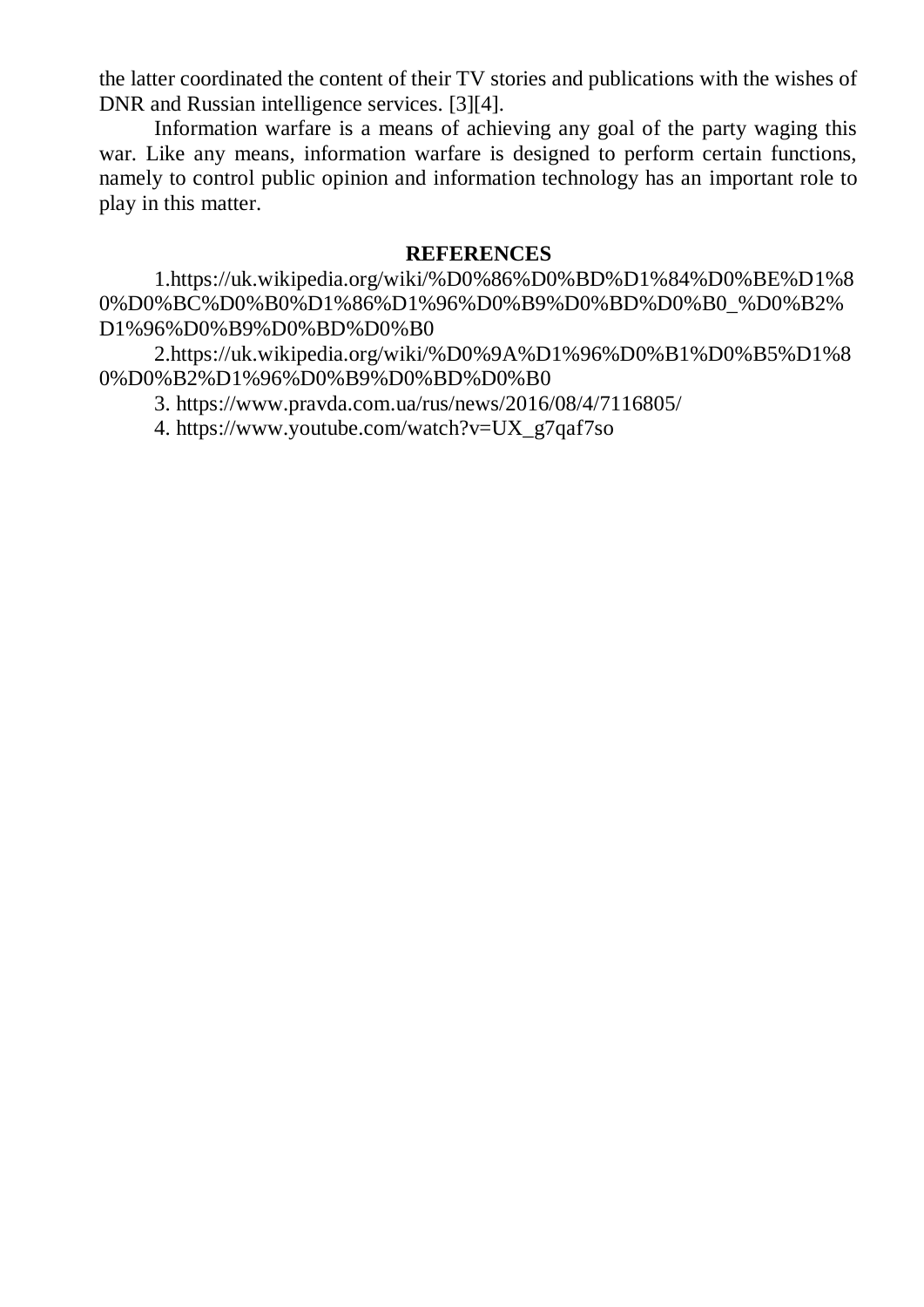the latter coordinated the content of their TV stories and publications with the wishes of DNR and Russian intelligence services. [3][4].

Information warfare is a means of achieving any goal of the party waging this war. Like any means, information warfare is designed to perform certain functions, namely to control public opinion and information technology has an important role to play in this matter.

## REFERENCES

1.https://uk.wikipedia.org/wiki/%D0%86%D0%BD%D1%84%D0%BE%D1%80%D0%BC%D0%B0%D1%86%D1%96%D0%B9%D0%BD%D0%B0_%D0%B2%D1%96%D0%B9%D0%BD%D0%B0

2.https://uk.wikipedia.org/wiki/%D0%9A%D1%96%D0%B1%D0%B5%D1%80%D0%B2%D1%96%D0%B9%D0%BD%D0%B0

3. https://www.pravda.com.ua/rus/news/2016/08/4/7116805/

4. https://www.youtube.com/watch?v=UX_g7qaf7so